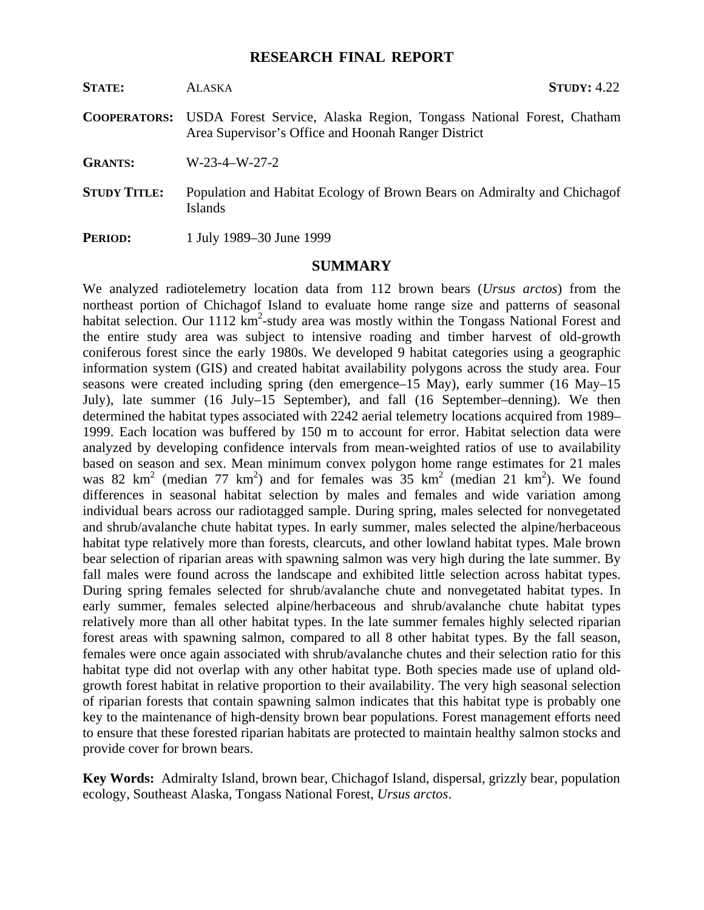# RESEARCH FINAL REPORT

**STATE:** ALASKA **STUDY:** 4.22

**COOPERATORS:** USDA Forest Service, Alaska Region, Tongass National Forest, Chatham Area Supervisor's Office and Hoonah Ranger District

**GRANTS:** W-23-4–W-27-2

**STUDY TITLE:** Population and Habitat Ecology of Brown Bears on Admiralty and Chichagof Islands

**PERIOD:** 1 July 1989–30 June 1999

## SUMMARY

We analyzed radiotelemetry location data from 112 brown bears (*Ursus arctos*) from the northeast portion of Chichagof Island to evaluate home range size and patterns of seasonal habitat selection. Our 1112 $km^2$-study area was mostly within the Tongass National Forest and the entire study area was subject to intensive roading and timber harvest of old-growth coniferous forest since the early 1980s. We developed 9 habitat categories using a geographic information system (GIS) and created habitat availability polygons across the study area. Four seasons were created including spring (den emergence–15 May), early summer (16 May–15 July), late summer (16 July–15 September), and fall (16 September–denning). We then determined the habitat types associated with 2242 aerial telemetry locations acquired from 1989–1999. Each location was buffered by 150 m to account for error. Habitat selection data were analyzed by developing confidence intervals from mean-weighted ratios of use to availability based on season and sex. Mean minimum convex polygon home range estimates for 21 males was 82 $km^2$ (median 77 $km^2$) and for females was 35 $km^2$ (median 21 $km^2$). We found differences in seasonal habitat selection by males and females and wide variation among individual bears across our radiotagged sample. During spring, males selected for nonvegetated and shrub/avalanche chute habitat types. In early summer, males selected the alpine/herbaceous habitat type relatively more than forests, clearcuts, and other lowland habitat types. Male brown bear selection of riparian areas with spawning salmon was very high during the late summer. By fall males were found across the landscape and exhibited little selection across habitat types. During spring females selected for shrub/avalanche chute and nonvegetated habitat types. In early summer, females selected alpine/herbaceous and shrub/avalanche chute habitat types relatively more than all other habitat types. In the late summer females highly selected riparian forest areas with spawning salmon, compared to all 8 other habitat types. By the fall season, females were once again associated with shrub/avalanche chutes and their selection ratio for this habitat type did not overlap with any other habitat type. Both species made use of upland old-growth forest habitat in relative proportion to their availability. The very high seasonal selection of riparian forests that contain spawning salmon indicates that this habitat type is probably one key to the maintenance of high-density brown bear populations. Forest management efforts need to ensure that these forested riparian habitats are protected to maintain healthy salmon stocks and provide cover for brown bears.

**Key Words:** Admiralty Island, brown bear, Chichagof Island, dispersal, grizzly bear, population ecology, Southeast Alaska, Tongass National Forest, *Ursus arctos*.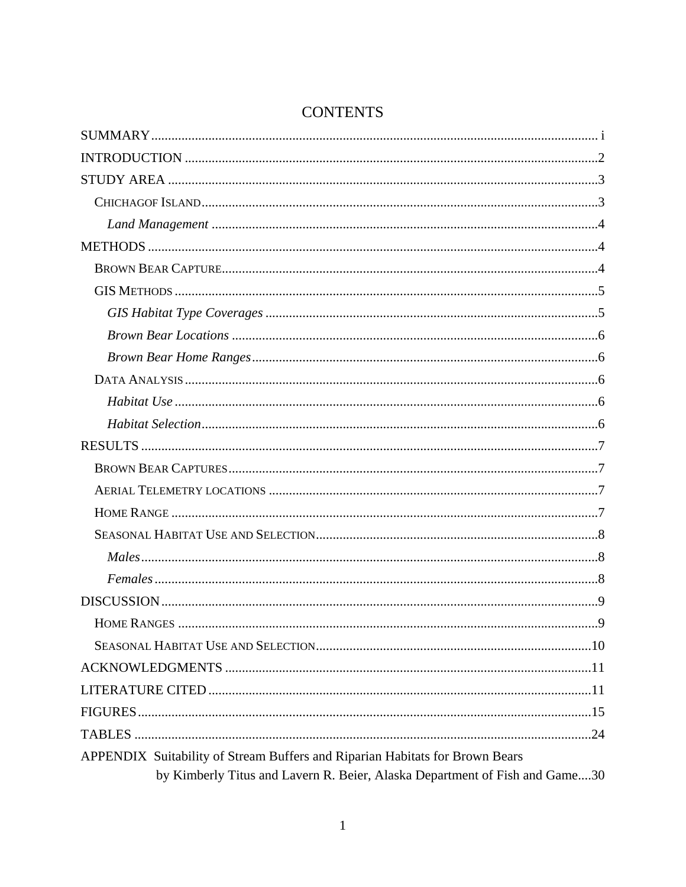# CONTENTS

SUMMARY....................................................................................................................... i

INTRODUCTION ..........................................................................................................2

STUDY AREA ..............................................................................................................3

- CHICHAGOF ISLAND....................................................................................................3
  - *Land Management* ...................................................................................................4

METHODS ....................................................................................................................4

- BROWN BEAR CAPTURE...............................................................................................4
- GIS METHODS ...........................................................................................................5
  - *GIS Habitat Type Coverages* ....................................................................................5
  - *Brown Bear Locations* .............................................................................................6
  - *Brown Bear Home Ranges*........................................................................................6
- DATA ANALYSIS .........................................................................................................6
  - *Habitat Use* ...........................................................................................................6
  - *Habitat Selection*.....................................................................................................6

RESULTS ......................................................................................................................7

- BROWN BEAR CAPTURES.............................................................................................7
- AERIAL TELEMETRY LOCATIONS ................................................................................7
- HOME RANGE .............................................................................................................7
- SEASONAL HABITAT USE AND SELECTION...................................................................8
  - *Males*.......................................................................................................................8
  - *Females*...................................................................................................................8

DISCUSSION.................................................................................................................9

- HOME RANGES ...........................................................................................................9
- SEASONAL HABITAT USE AND SELECTION.................................................................10

ACKNOWLEDGMENTS ..............................................................................................11

LITERATURE CITED ...................................................................................................11

FIGURES......................................................................................................................15

TABLES .......................................................................................................................24

APPENDIX Suitability of Stream Buffers and Riparian Habitats for Brown Bears by Kimberly Titus and Lavern R. Beier, Alaska Department of Fish and Game....30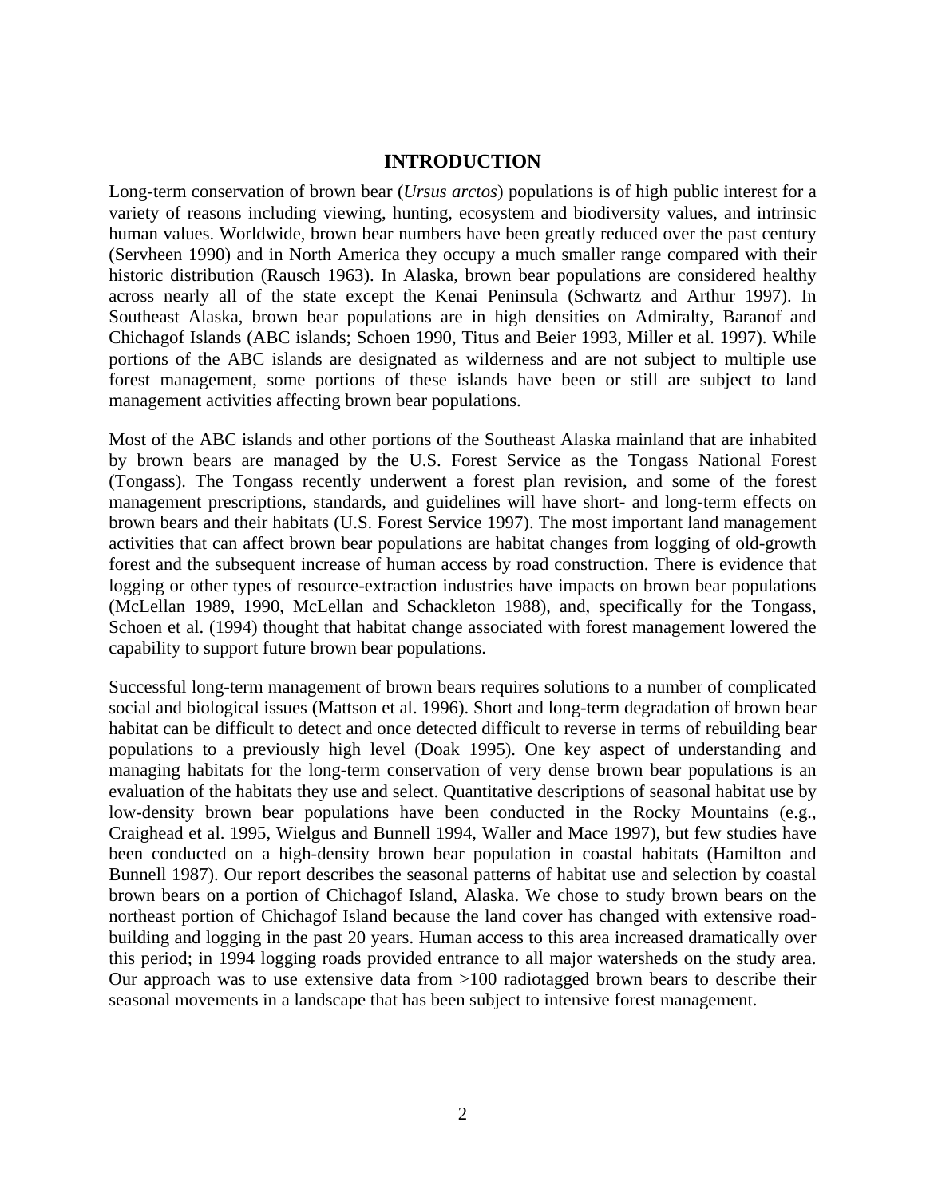# INTRODUCTION

Long-term conservation of brown bear (*Ursus arctos*) populations is of high public interest for a variety of reasons including viewing, hunting, ecosystem and biodiversity values, and intrinsic human values. Worldwide, brown bear numbers have been greatly reduced over the past century (Servheen 1990) and in North America they occupy a much smaller range compared with their historic distribution (Rausch 1963). In Alaska, brown bear populations are considered healthy across nearly all of the state except the Kenai Peninsula (Schwartz and Arthur 1997). In Southeast Alaska, brown bear populations are in high densities on Admiralty, Baranof and Chichagof Islands (ABC islands; Schoen 1990, Titus and Beier 1993, Miller et al. 1997). While portions of the ABC islands are designated as wilderness and are not subject to multiple use forest management, some portions of these islands have been or still are subject to land management activities affecting brown bear populations.

Most of the ABC islands and other portions of the Southeast Alaska mainland that are inhabited by brown bears are managed by the U.S. Forest Service as the Tongass National Forest (Tongass). The Tongass recently underwent a forest plan revision, and some of the forest management prescriptions, standards, and guidelines will have short- and long-term effects on brown bears and their habitats (U.S. Forest Service 1997). The most important land management activities that can affect brown bear populations are habitat changes from logging of old-growth forest and the subsequent increase of human access by road construction. There is evidence that logging or other types of resource-extraction industries have impacts on brown bear populations (McLellan 1989, 1990, McLellan and Schackleton 1988), and, specifically for the Tongass, Schoen et al. (1994) thought that habitat change associated with forest management lowered the capability to support future brown bear populations.

Successful long-term management of brown bears requires solutions to a number of complicated social and biological issues (Mattson et al. 1996). Short and long-term degradation of brown bear habitat can be difficult to detect and once detected difficult to reverse in terms of rebuilding bear populations to a previously high level (Doak 1995). One key aspect of understanding and managing habitats for the long-term conservation of very dense brown bear populations is an evaluation of the habitats they use and select. Quantitative descriptions of seasonal habitat use by low-density brown bear populations have been conducted in the Rocky Mountains (e.g., Craighead et al. 1995, Wielgus and Bunnell 1994, Waller and Mace 1997), but few studies have been conducted on a high-density brown bear population in coastal habitats (Hamilton and Bunnell 1987). Our report describes the seasonal patterns of habitat use and selection by coastal brown bears on a portion of Chichagof Island, Alaska. We chose to study brown bears on the northeast portion of Chichagof Island because the land cover has changed with extensive road-building and logging in the past 20 years. Human access to this area increased dramatically over this period; in 1994 logging roads provided entrance to all major watersheds on the study area. Our approach was to use extensive data from >100 radiotagged brown bears to describe their seasonal movements in a landscape that has been subject to intensive forest management.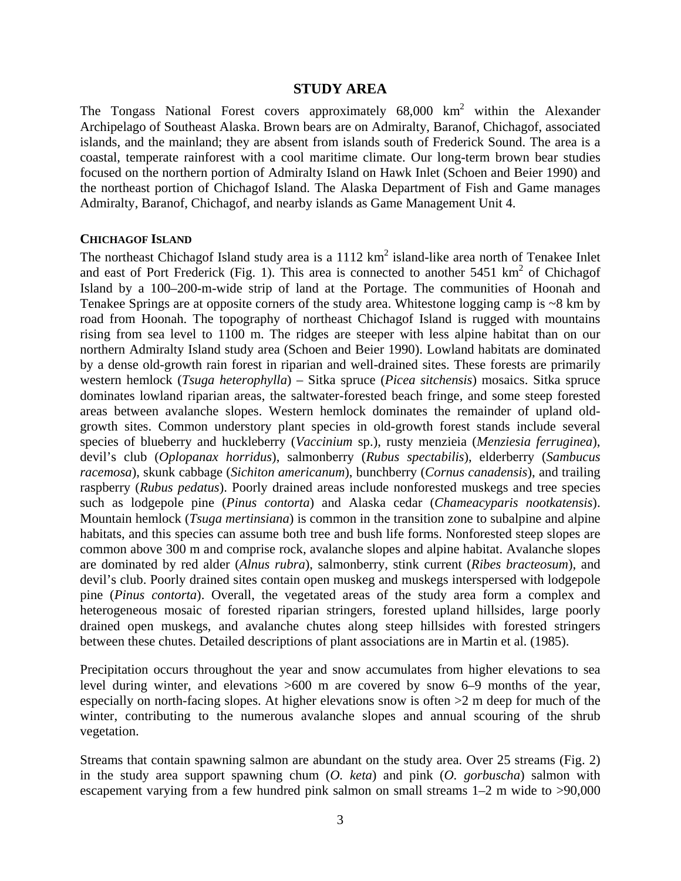## STUDY AREA

The Tongass National Forest covers approximately 68,000 km$^2$ within the Alexander Archipelago of Southeast Alaska. Brown bears are on Admiralty, Baranof, Chichagof, associated islands, and the mainland; they are absent from islands south of Frederick Sound. The area is a coastal, temperate rainforest with a cool maritime climate. Our long-term brown bear studies focused on the northern portion of Admiralty Island on Hawk Inlet (Schoen and Beier 1990) and the northeast portion of Chichagof Island. The Alaska Department of Fish and Game manages Admiralty, Baranof, Chichagof, and nearby islands as Game Management Unit 4.

### CHICHAGOF ISLAND

The northeast Chichagof Island study area is a 1112 km$^2$ island-like area north of Tenakee Inlet and east of Port Frederick (Fig. 1). This area is connected to another 5451 km$^2$ of Chichagof Island by a 100–200-m-wide strip of land at the Portage. The communities of Hoonah and Tenakee Springs are at opposite corners of the study area. Whitestone logging camp is ~8 km by road from Hoonah. The topography of northeast Chichagof Island is rugged with mountains rising from sea level to 1100 m. The ridges are steeper with less alpine habitat than on our northern Admiralty Island study area (Schoen and Beier 1990). Lowland habitats are dominated by a dense old-growth rain forest in riparian and well-drained sites. These forests are primarily western hemlock (*Tsuga heterophylla*) – Sitka spruce (*Picea sitchensis*) mosaics. Sitka spruce dominates lowland riparian areas, the saltwater-forested beach fringe, and some steep forested areas between avalanche slopes. Western hemlock dominates the remainder of upland old-growth sites. Common understory plant species in old-growth forest stands include several species of blueberry and huckleberry (*Vaccinium* sp.), rusty menzieia (*Menziesia ferruginea*), devil's club (*Oplopanax horridus*), salmonberry (*Rubus spectabilis*), elderberry (*Sambucus racemosa*), skunk cabbage (*Sichiton americanum*), bunchberry (*Cornus canadensis*), and trailing raspberry (*Rubus pedatus*). Poorly drained areas include nonforested muskegs and tree species such as lodgepole pine (*Pinus contorta*) and Alaska cedar (*Chameacyparis nootkatensis*). Mountain hemlock (*Tsuga mertinsiana*) is common in the transition zone to subalpine and alpine habitats, and this species can assume both tree and bush life forms. Nonforested steep slopes are common above 300 m and comprise rock, avalanche slopes and alpine habitat. Avalanche slopes are dominated by red alder (*Alnus rubra*), salmonberry, stink current (*Ribes bracteosum*), and devil's club. Poorly drained sites contain open muskeg and muskegs interspersed with lodgepole pine (*Pinus contorta*). Overall, the vegetated areas of the study area form a complex and heterogeneous mosaic of forested riparian stringers, forested upland hillsides, large poorly drained open muskegs, and avalanche chutes along steep hillsides with forested stringers between these chutes. Detailed descriptions of plant associations are in Martin et al. (1985).

Precipitation occurs throughout the year and snow accumulates from higher elevations to sea level during winter, and elevations >600 m are covered by snow 6–9 months of the year, especially on north-facing slopes. At higher elevations snow is often >2 m deep for much of the winter, contributing to the numerous avalanche slopes and annual scouring of the shrub vegetation.

Streams that contain spawning salmon are abundant on the study area. Over 25 streams (Fig. 2) in the study area support spawning chum (*O. keta*) and pink (*O. gorbuscha*) salmon with escapement varying from a few hundred pink salmon on small streams 1–2 m wide to >90,000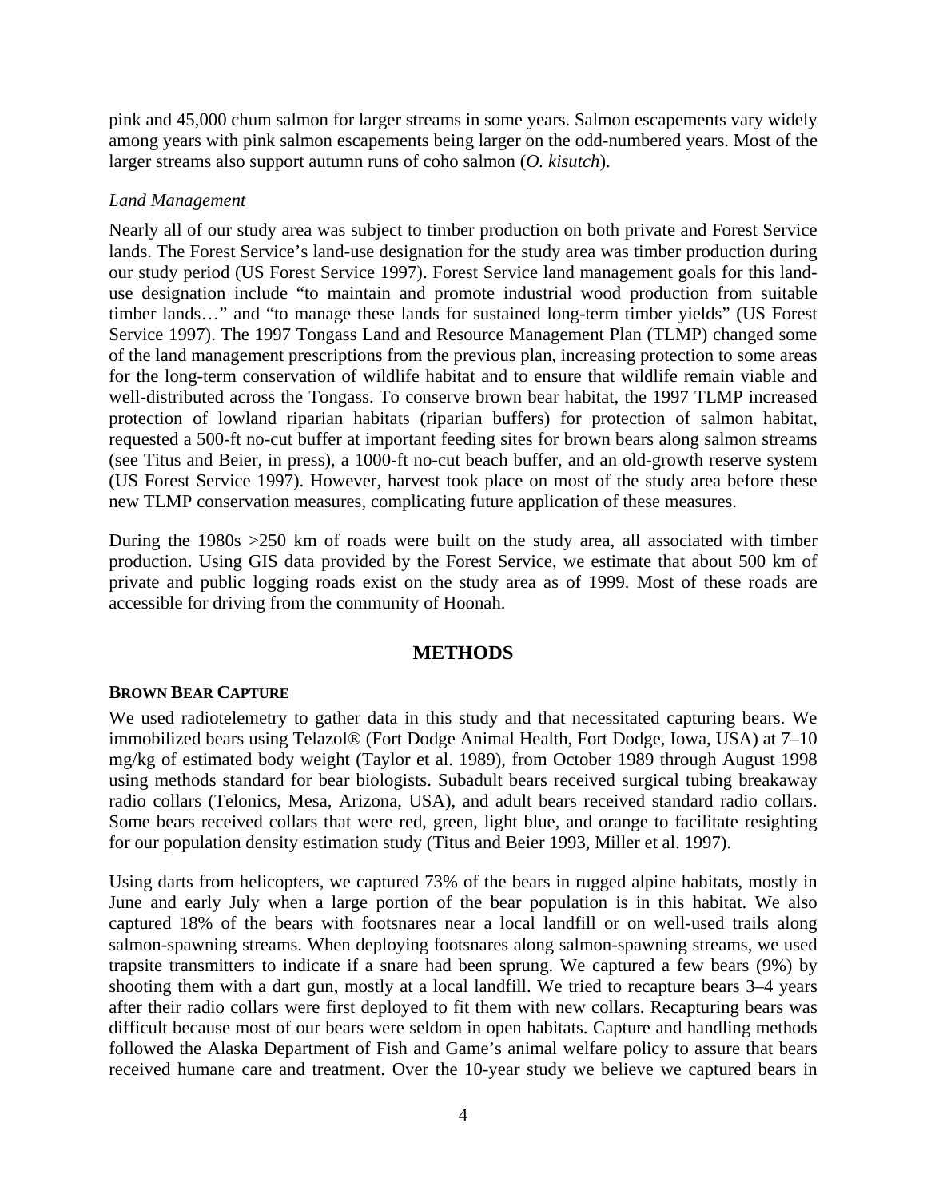pink and 45,000 chum salmon for larger streams in some years. Salmon escapements vary widely among years with pink salmon escapements being larger on the odd-numbered years. Most of the larger streams also support autumn runs of coho salmon (*O. kisutch*).

### *Land Management*

Nearly all of our study area was subject to timber production on both private and Forest Service lands. The Forest Service's land-use designation for the study area was timber production during our study period (US Forest Service 1997). Forest Service land management goals for this land-use designation include "to maintain and promote industrial wood production from suitable timber lands…" and "to manage these lands for sustained long-term timber yields" (US Forest Service 1997). The 1997 Tongass Land and Resource Management Plan (TLMP) changed some of the land management prescriptions from the previous plan, increasing protection to some areas for the long-term conservation of wildlife habitat and to ensure that wildlife remain viable and well-distributed across the Tongass. To conserve brown bear habitat, the 1997 TLMP increased protection of lowland riparian habitats (riparian buffers) for protection of salmon habitat, requested a 500-ft no-cut buffer at important feeding sites for brown bears along salmon streams (see Titus and Beier, in press), a 1000-ft no-cut beach buffer, and an old-growth reserve system (US Forest Service 1997). However, harvest took place on most of the study area before these new TLMP conservation measures, complicating future application of these measures.

During the 1980s >250 km of roads were built on the study area, all associated with timber production. Using GIS data provided by the Forest Service, we estimate that about 500 km of private and public logging roads exist on the study area as of 1999. Most of these roads are accessible for driving from the community of Hoonah.

## METHODS

### BROWN BEAR CAPTURE

We used radiotelemetry to gather data in this study and that necessitated capturing bears. We immobilized bears using Telazol® (Fort Dodge Animal Health, Fort Dodge, Iowa, USA) at 7–10 mg/kg of estimated body weight (Taylor et al. 1989), from October 1989 through August 1998 using methods standard for bear biologists. Subadult bears received surgical tubing breakaway radio collars (Telonics, Mesa, Arizona, USA), and adult bears received standard radio collars. Some bears received collars that were red, green, light blue, and orange to facilitate resighting for our population density estimation study (Titus and Beier 1993, Miller et al. 1997).

Using darts from helicopters, we captured 73% of the bears in rugged alpine habitats, mostly in June and early July when a large portion of the bear population is in this habitat. We also captured 18% of the bears with footsnares near a local landfill or on well-used trails along salmon-spawning streams. When deploying footsnares along salmon-spawning streams, we used trapsite transmitters to indicate if a snare had been sprung. We captured a few bears (9%) by shooting them with a dart gun, mostly at a local landfill. We tried to recapture bears 3–4 years after their radio collars were first deployed to fit them with new collars. Recapturing bears was difficult because most of our bears were seldom in open habitats. Capture and handling methods followed the Alaska Department of Fish and Game's animal welfare policy to assure that bears received humane care and treatment. Over the 10-year study we believe we captured bears in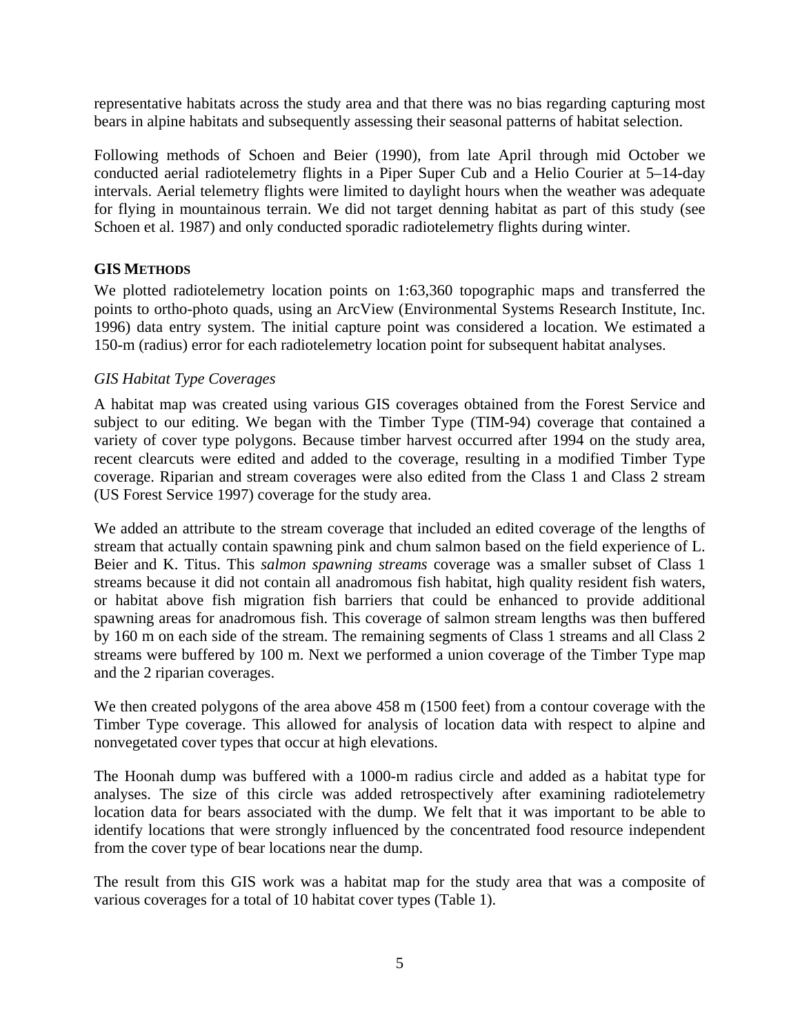representative habitats across the study area and that there was no bias regarding capturing most bears in alpine habitats and subsequently assessing their seasonal patterns of habitat selection.

Following methods of Schoen and Beier (1990), from late April through mid October we conducted aerial radiotelemetry flights in a Piper Super Cub and a Helio Courier at 5–14-day intervals. Aerial telemetry flights were limited to daylight hours when the weather was adequate for flying in mountainous terrain. We did not target denning habitat as part of this study (see Schoen et al. 1987) and only conducted sporadic radiotelemetry flights during winter.

## GIS METHODS

We plotted radiotelemetry location points on 1:63,360 topographic maps and transferred the points to ortho-photo quads, using an ArcView (Environmental Systems Research Institute, Inc. 1996) data entry system. The initial capture point was considered a location. We estimated a 150-m (radius) error for each radiotelemetry location point for subsequent habitat analyses.

### *GIS Habitat Type Coverages*

A habitat map was created using various GIS coverages obtained from the Forest Service and subject to our editing. We began with the Timber Type (TIM-94) coverage that contained a variety of cover type polygons. Because timber harvest occurred after 1994 on the study area, recent clearcuts were edited and added to the coverage, resulting in a modified Timber Type coverage. Riparian and stream coverages were also edited from the Class 1 and Class 2 stream (US Forest Service 1997) coverage for the study area.

We added an attribute to the stream coverage that included an edited coverage of the lengths of stream that actually contain spawning pink and chum salmon based on the field experience of L. Beier and K. Titus. This *salmon spawning streams* coverage was a smaller subset of Class 1 streams because it did not contain all anadromous fish habitat, high quality resident fish waters, or habitat above fish migration fish barriers that could be enhanced to provide additional spawning areas for anadromous fish. This coverage of salmon stream lengths was then buffered by 160 m on each side of the stream. The remaining segments of Class 1 streams and all Class 2 streams were buffered by 100 m. Next we performed a union coverage of the Timber Type map and the 2 riparian coverages.

We then created polygons of the area above 458 m (1500 feet) from a contour coverage with the Timber Type coverage. This allowed for analysis of location data with respect to alpine and nonvegetated cover types that occur at high elevations.

The Hoonah dump was buffered with a 1000-m radius circle and added as a habitat type for analyses. The size of this circle was added retrospectively after examining radiotelemetry location data for bears associated with the dump. We felt that it was important to be able to identify locations that were strongly influenced by the concentrated food resource independent from the cover type of bear locations near the dump.

The result from this GIS work was a habitat map for the study area that was a composite of various coverages for a total of 10 habitat cover types (Table 1).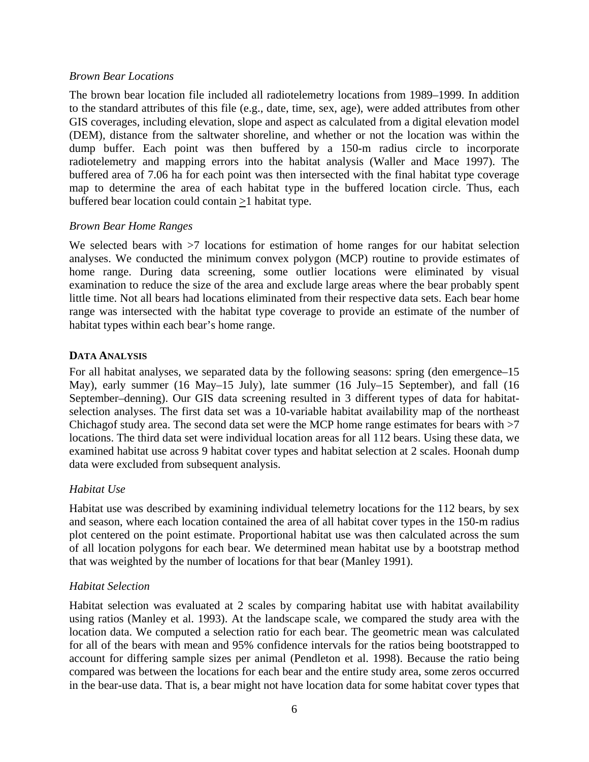*Brown Bear Locations*

The brown bear location file included all radiotelemetry locations from 1989–1999. In addition to the standard attributes of this file (e.g., date, time, sex, age), were added attributes from other GIS coverages, including elevation, slope and aspect as calculated from a digital elevation model (DEM), distance from the saltwater shoreline, and whether or not the location was within the dump buffer. Each point was then buffered by a 150-m radius circle to incorporate radiotelemetry and mapping errors into the habitat analysis (Waller and Mace 1997). The buffered area of 7.06 ha for each point was then intersected with the final habitat type coverage map to determine the area of each habitat type in the buffered location circle. Thus, each buffered bear location could contain ≥1 habitat type.

*Brown Bear Home Ranges*

We selected bears with >7 locations for estimation of home ranges for our habitat selection analyses. We conducted the minimum convex polygon (MCP) routine to provide estimates of home range. During data screening, some outlier locations were eliminated by visual examination to reduce the size of the area and exclude large areas where the bear probably spent little time. Not all bears had locations eliminated from their respective data sets. Each bear home range was intersected with the habitat type coverage to provide an estimate of the number of habitat types within each bear's home range.

## DATA ANALYSIS

For all habitat analyses, we separated data by the following seasons: spring (den emergence–15 May), early summer (16 May–15 July), late summer (16 July–15 September), and fall (16 September–denning). Our GIS data screening resulted in 3 different types of data for habitat-selection analyses. The first data set was a 10-variable habitat availability map of the northeast Chichagof study area. The second data set were the MCP home range estimates for bears with >7 locations. The third data set were individual location areas for all 112 bears. Using these data, we examined habitat use across 9 habitat cover types and habitat selection at 2 scales. Hoonah dump data were excluded from subsequent analysis.

*Habitat Use*

Habitat use was described by examining individual telemetry locations for the 112 bears, by sex and season, where each location contained the area of all habitat cover types in the 150-m radius plot centered on the point estimate. Proportional habitat use was then calculated across the sum of all location polygons for each bear. We determined mean habitat use by a bootstrap method that was weighted by the number of locations for that bear (Manley 1991).

*Habitat Selection*

Habitat selection was evaluated at 2 scales by comparing habitat use with habitat availability using ratios (Manley et al. 1993). At the landscape scale, we compared the study area with the location data. We computed a selection ratio for each bear. The geometric mean was calculated for all of the bears with mean and 95% confidence intervals for the ratios being bootstrapped to account for differing sample sizes per animal (Pendleton et al. 1998). Because the ratio being compared was between the locations for each bear and the entire study area, some zeros occurred in the bear-use data. That is, a bear might not have location data for some habitat cover types that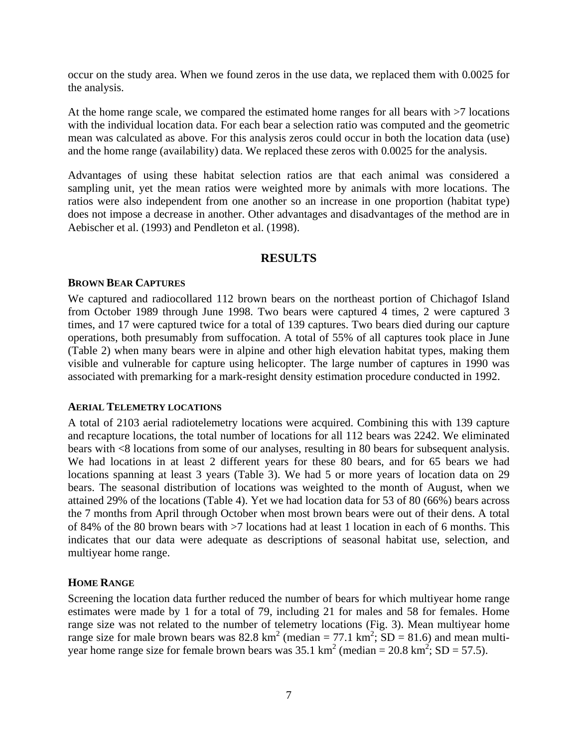occur on the study area. When we found zeros in the use data, we replaced them with 0.0025 for the analysis.

At the home range scale, we compared the estimated home ranges for all bears with >7 locations with the individual location data. For each bear a selection ratio was computed and the geometric mean was calculated as above. For this analysis zeros could occur in both the location data (use) and the home range (availability) data. We replaced these zeros with 0.0025 for the analysis.

Advantages of using these habitat selection ratios are that each animal was considered a sampling unit, yet the mean ratios were weighted more by animals with more locations. The ratios were also independent from one another so an increase in one proportion (habitat type) does not impose a decrease in another. Other advantages and disadvantages of the method are in Aebischer et al. (1993) and Pendleton et al. (1998).

## RESULTS

### BROWN BEAR CAPTURES

We captured and radiocollared 112 brown bears on the northeast portion of Chichagof Island from October 1989 through June 1998. Two bears were captured 4 times, 2 were captured 3 times, and 17 were captured twice for a total of 139 captures. Two bears died during our capture operations, both presumably from suffocation. A total of 55% of all captures took place in June (Table 2) when many bears were in alpine and other high elevation habitat types, making them visible and vulnerable for capture using helicopter. The large number of captures in 1990 was associated with premarking for a mark-resight density estimation procedure conducted in 1992.

### AERIAL TELEMETRY LOCATIONS

A total of 2103 aerial radiotelemetry locations were acquired. Combining this with 139 capture and recapture locations, the total number of locations for all 112 bears was 2242. We eliminated bears with <8 locations from some of our analyses, resulting in 80 bears for subsequent analysis. We had locations in at least 2 different years for these 80 bears, and for 65 bears we had locations spanning at least 3 years (Table 3). We had 5 or more years of location data on 29 bears. The seasonal distribution of locations was weighted to the month of August, when we attained 29% of the locations (Table 4). Yet we had location data for 53 of 80 (66%) bears across the 7 months from April through October when most brown bears were out of their dens. A total of 84% of the 80 brown bears with >7 locations had at least 1 location in each of 6 months. This indicates that our data were adequate as descriptions of seasonal habitat use, selection, and multiyear home range.

### HOME RANGE

Screening the location data further reduced the number of bears for which multiyear home range estimates were made by 1 for a total of 79, including 21 for males and 58 for females. Home range size was not related to the number of telemetry locations (Fig. 3). Mean multiyear home range size for male brown bears was 82.8 $km^2$ (median = 77.1 $km^2$; SD = 81.6) and mean multi-year home range size for female brown bears was 35.1 $km^2$ (median = 20.8 $km^2$; SD = 57.5).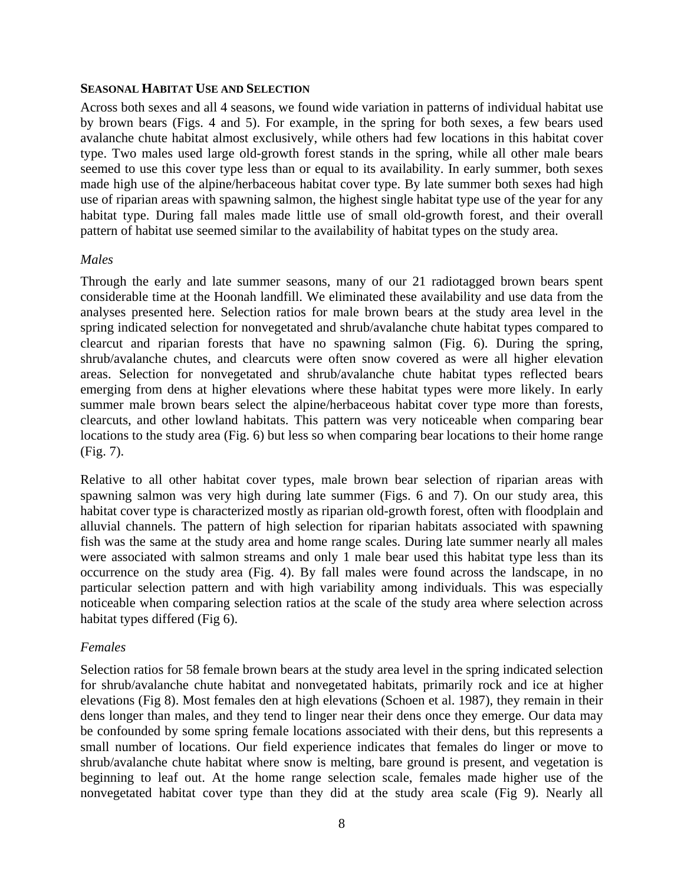### SEASONAL HABITAT USE AND SELECTION

Across both sexes and all 4 seasons, we found wide variation in patterns of individual habitat use by brown bears (Figs. 4 and 5). For example, in the spring for both sexes, a few bears used avalanche chute habitat almost exclusively, while others had few locations in this habitat cover type. Two males used large old-growth forest stands in the spring, while all other male bears seemed to use this cover type less than or equal to its availability. In early summer, both sexes made high use of the alpine/herbaceous habitat cover type. By late summer both sexes had high use of riparian areas with spawning salmon, the highest single habitat type use of the year for any habitat type. During fall males made little use of small old-growth forest, and their overall pattern of habitat use seemed similar to the availability of habitat types on the study area.

#### *Males*

Through the early and late summer seasons, many of our 21 radiotagged brown bears spent considerable time at the Hoonah landfill. We eliminated these availability and use data from the analyses presented here. Selection ratios for male brown bears at the study area level in the spring indicated selection for nonvegetated and shrub/avalanche chute habitat types compared to clearcut and riparian forests that have no spawning salmon (Fig. 6). During the spring, shrub/avalanche chutes, and clearcuts were often snow covered as were all higher elevation areas. Selection for nonvegetated and shrub/avalanche chute habitat types reflected bears emerging from dens at higher elevations where these habitat types were more likely. In early summer male brown bears select the alpine/herbaceous habitat cover type more than forests, clearcuts, and other lowland habitats. This pattern was very noticeable when comparing bear locations to the study area (Fig. 6) but less so when comparing bear locations to their home range (Fig. 7).

Relative to all other habitat cover types, male brown bear selection of riparian areas with spawning salmon was very high during late summer (Figs. 6 and 7). On our study area, this habitat cover type is characterized mostly as riparian old-growth forest, often with floodplain and alluvial channels. The pattern of high selection for riparian habitats associated with spawning fish was the same at the study area and home range scales. During late summer nearly all males were associated with salmon streams and only 1 male bear used this habitat type less than its occurrence on the study area (Fig. 4). By fall males were found across the landscape, in no particular selection pattern and with high variability among individuals. This was especially noticeable when comparing selection ratios at the scale of the study area where selection across habitat types differed (Fig 6).

#### *Females*

Selection ratios for 58 female brown bears at the study area level in the spring indicated selection for shrub/avalanche chute habitat and nonvegetated habitats, primarily rock and ice at higher elevations (Fig 8). Most females den at high elevations (Schoen et al. 1987), they remain in their dens longer than males, and they tend to linger near their dens once they emerge. Our data may be confounded by some spring female locations associated with their dens, but this represents a small number of locations. Our field experience indicates that females do linger or move to shrub/avalanche chute habitat where snow is melting, bare ground is present, and vegetation is beginning to leaf out. At the home range selection scale, females made higher use of the nonvegetated habitat cover type than they did at the study area scale (Fig 9). Nearly all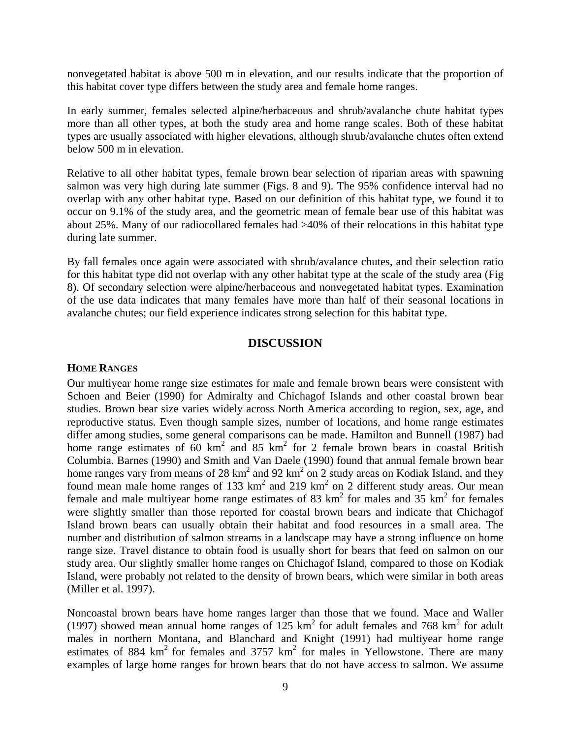nonvegetated habitat is above 500 m in elevation, and our results indicate that the proportion of this habitat cover type differs between the study area and female home ranges.

In early summer, females selected alpine/herbaceous and shrub/avalanche chute habitat types more than all other types, at both the study area and home range scales. Both of these habitat types are usually associated with higher elevations, although shrub/avalanche chutes often extend below 500 m in elevation.

Relative to all other habitat types, female brown bear selection of riparian areas with spawning salmon was very high during late summer (Figs. 8 and 9). The 95% confidence interval had no overlap with any other habitat type. Based on our definition of this habitat type, we found it to occur on 9.1% of the study area, and the geometric mean of female bear use of this habitat was about 25%. Many of our radiocollared females had >40% of their relocations in this habitat type during late summer.

By fall females once again were associated with shrub/avalance chutes, and their selection ratio for this habitat type did not overlap with any other habitat type at the scale of the study area (Fig 8). Of secondary selection were alpine/herbaceous and nonvegetated habitat types. Examination of the use data indicates that many females have more than half of their seasonal locations in avalanche chutes; our field experience indicates strong selection for this habitat type.

## DISCUSSION

### HOME RANGES

Our multiyear home range size estimates for male and female brown bears were consistent with Schoen and Beier (1990) for Admiralty and Chichagof Islands and other coastal brown bear studies. Brown bear size varies widely across North America according to region, sex, age, and reproductive status. Even though sample sizes, number of locations, and home range estimates differ among studies, some general comparisons can be made. Hamilton and Bunnell (1987) had home range estimates of 60 $km^2$ and 85 $km^2$ for 2 female brown bears in coastal British Columbia. Barnes (1990) and Smith and Van Daele (1990) found that annual female brown bear home ranges vary from means of 28 $km^2$ and 92 $km^2$ on 2 study areas on Kodiak Island, and they found mean male home ranges of 133 $km^2$ and 219 $km^2$ on 2 different study areas. Our mean female and male multiyear home range estimates of 83 $km^2$ for males and 35 $km^2$ for females were slightly smaller than those reported for coastal brown bears and indicate that Chichagof Island brown bears can usually obtain their habitat and food resources in a small area. The number and distribution of salmon streams in a landscape may have a strong influence on home range size. Travel distance to obtain food is usually short for bears that feed on salmon on our study area. Our slightly smaller home ranges on Chichagof Island, compared to those on Kodiak Island, were probably not related to the density of brown bears, which were similar in both areas (Miller et al. 1997).

Noncoastal brown bears have home ranges larger than those that we found. Mace and Waller (1997) showed mean annual home ranges of 125 $km^2$ for adult females and 768 $km^2$ for adult males in northern Montana, and Blanchard and Knight (1991) had multiyear home range estimates of 884 $km^2$ for females and 3757 $km^2$ for males in Yellowstone. There are many examples of large home ranges for brown bears that do not have access to salmon. We assume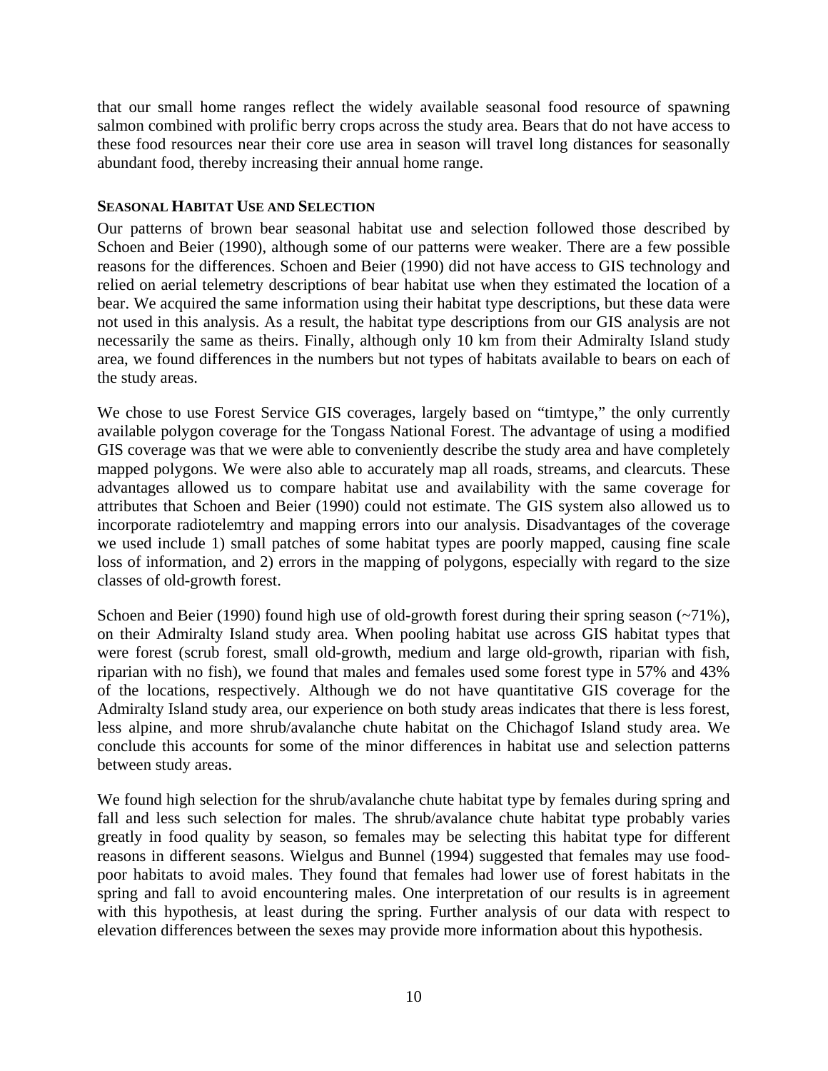that our small home ranges reflect the widely available seasonal food resource of spawning salmon combined with prolific berry crops across the study area. Bears that do not have access to these food resources near their core use area in season will travel long distances for seasonally abundant food, thereby increasing their annual home range.

### SEASONAL HABITAT USE AND SELECTION

Our patterns of brown bear seasonal habitat use and selection followed those described by Schoen and Beier (1990), although some of our patterns were weaker. There are a few possible reasons for the differences. Schoen and Beier (1990) did not have access to GIS technology and relied on aerial telemetry descriptions of bear habitat use when they estimated the location of a bear. We acquired the same information using their habitat type descriptions, but these data were not used in this analysis. As a result, the habitat type descriptions from our GIS analysis are not necessarily the same as theirs. Finally, although only 10 km from their Admiralty Island study area, we found differences in the numbers but not types of habitats available to bears on each of the study areas.

We chose to use Forest Service GIS coverages, largely based on "timtype," the only currently available polygon coverage for the Tongass National Forest. The advantage of using a modified GIS coverage was that we were able to conveniently describe the study area and have completely mapped polygons. We were also able to accurately map all roads, streams, and clearcuts. These advantages allowed us to compare habitat use and availability with the same coverage for attributes that Schoen and Beier (1990) could not estimate. The GIS system also allowed us to incorporate radiotelemtry and mapping errors into our analysis. Disadvantages of the coverage we used include 1) small patches of some habitat types are poorly mapped, causing fine scale loss of information, and 2) errors in the mapping of polygons, especially with regard to the size classes of old-growth forest.

Schoen and Beier (1990) found high use of old-growth forest during their spring season (~71%), on their Admiralty Island study area. When pooling habitat use across GIS habitat types that were forest (scrub forest, small old-growth, medium and large old-growth, riparian with fish, riparian with no fish), we found that males and females used some forest type in 57% and 43% of the locations, respectively. Although we do not have quantitative GIS coverage for the Admiralty Island study area, our experience on both study areas indicates that there is less forest, less alpine, and more shrub/avalanche chute habitat on the Chichagof Island study area. We conclude this accounts for some of the minor differences in habitat use and selection patterns between study areas.

We found high selection for the shrub/avalanche chute habitat type by females during spring and fall and less such selection for males. The shrub/avalance chute habitat type probably varies greatly in food quality by season, so females may be selecting this habitat type for different reasons in different seasons. Wielgus and Bunnel (1994) suggested that females may use food-poor habitats to avoid males. They found that females had lower use of forest habitats in the spring and fall to avoid encountering males. One interpretation of our results is in agreement with this hypothesis, at least during the spring. Further analysis of our data with respect to elevation differences between the sexes may provide more information about this hypothesis.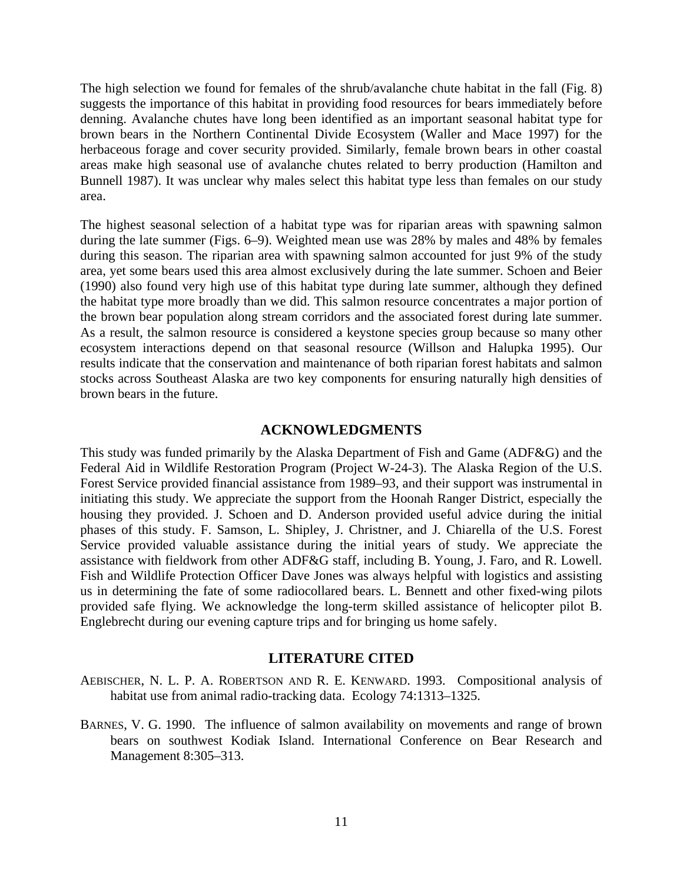The high selection we found for females of the shrub/avalanche chute habitat in the fall (Fig. 8) suggests the importance of this habitat in providing food resources for bears immediately before denning. Avalanche chutes have long been identified as an important seasonal habitat type for brown bears in the Northern Continental Divide Ecosystem (Waller and Mace 1997) for the herbaceous forage and cover security provided. Similarly, female brown bears in other coastal areas make high seasonal use of avalanche chutes related to berry production (Hamilton and Bunnell 1987). It was unclear why males select this habitat type less than females on our study area.

The highest seasonal selection of a habitat type was for riparian areas with spawning salmon during the late summer (Figs. 6–9). Weighted mean use was 28% by males and 48% by females during this season. The riparian area with spawning salmon accounted for just 9% of the study area, yet some bears used this area almost exclusively during the late summer. Schoen and Beier (1990) also found very high use of this habitat type during late summer, although they defined the habitat type more broadly than we did. This salmon resource concentrates a major portion of the brown bear population along stream corridors and the associated forest during late summer. As a result, the salmon resource is considered a keystone species group because so many other ecosystem interactions depend on that seasonal resource (Willson and Halupka 1995). Our results indicate that the conservation and maintenance of both riparian forest habitats and salmon stocks across Southeast Alaska are two key components for ensuring naturally high densities of brown bears in the future.

## ACKNOWLEDGMENTS

This study was funded primarily by the Alaska Department of Fish and Game (ADF&G) and the Federal Aid in Wildlife Restoration Program (Project W-24-3). The Alaska Region of the U.S. Forest Service provided financial assistance from 1989–93, and their support was instrumental in initiating this study. We appreciate the support from the Hoonah Ranger District, especially the housing they provided. J. Schoen and D. Anderson provided useful advice during the initial phases of this study. F. Samson, L. Shipley, J. Christner, and J. Chiarella of the U.S. Forest Service provided valuable assistance during the initial years of study. We appreciate the assistance with fieldwork from other ADF&G staff, including B. Young, J. Faro, and R. Lowell. Fish and Wildlife Protection Officer Dave Jones was always helpful with logistics and assisting us in determining the fate of some radiocollared bears. L. Bennett and other fixed-wing pilots provided safe flying. We acknowledge the long-term skilled assistance of helicopter pilot B. Englebrecht during our evening capture trips and for bringing us home safely.

## LITERATURE CITED

AEBISCHER, N. L. P. A. ROBERTSON AND R. E. KENWARD. 1993. Compositional analysis of habitat use from animal radio-tracking data. Ecology 74:1313–1325.

BARNES, V. G. 1990. The influence of salmon availability on movements and range of brown bears on southwest Kodiak Island. International Conference on Bear Research and Management 8:305–313.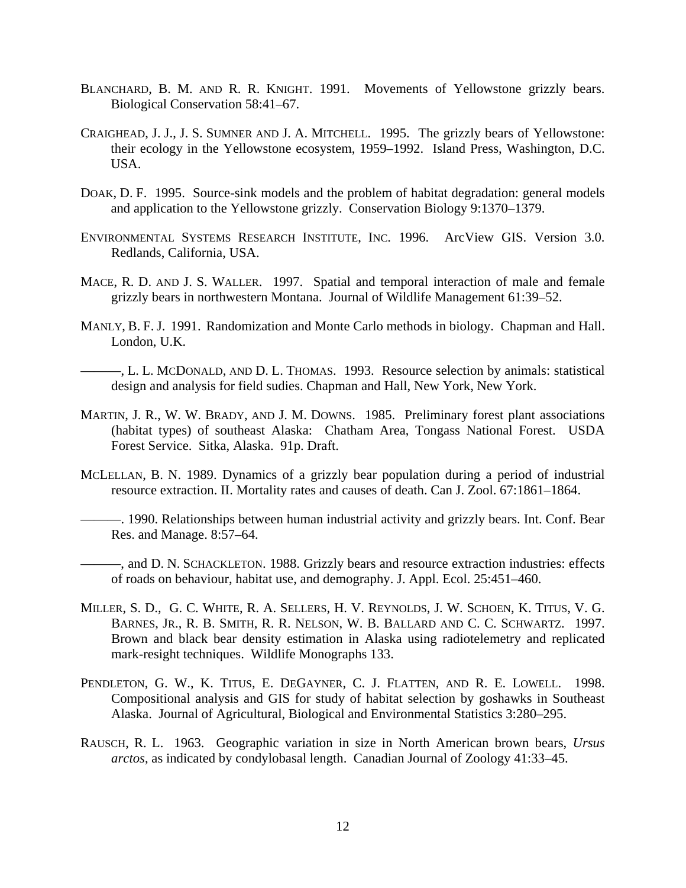BLANCHARD, B. M. AND R. R. KNIGHT. 1991. Movements of Yellowstone grizzly bears. Biological Conservation 58:41–67.

CRAIGHEAD, J. J., J. S. SUMNER AND J. A. MITCHELL. 1995. The grizzly bears of Yellowstone: their ecology in the Yellowstone ecosystem, 1959–1992. Island Press, Washington, D.C. USA.

DOAK, D. F. 1995. Source-sink models and the problem of habitat degradation: general models and application to the Yellowstone grizzly. Conservation Biology 9:1370–1379.

ENVIRONMENTAL SYSTEMS RESEARCH INSTITUTE, INC. 1996. ArcView GIS. Version 3.0. Redlands, California, USA.

MACE, R. D. AND J. S. WALLER. 1997. Spatial and temporal interaction of male and female grizzly bears in northwestern Montana. Journal of Wildlife Management 61:39–52.

MANLY, B. F. J. 1991. Randomization and Monte Carlo methods in biology. Chapman and Hall. London, U.K.

———, L. L. MCDONALD, AND D. L. THOMAS. 1993. Resource selection by animals: statistical design and analysis for field sudies. Chapman and Hall, New York, New York.

MARTIN, J. R., W. W. BRADY, AND J. M. DOWNS. 1985. Preliminary forest plant associations (habitat types) of southeast Alaska: Chatham Area, Tongass National Forest. USDA Forest Service. Sitka, Alaska. 91p. Draft.

MCLELLAN, B. N. 1989. Dynamics of a grizzly bear population during a period of industrial resource extraction. II. Mortality rates and causes of death. Can J. Zool. 67:1861–1864.

———. 1990. Relationships between human industrial activity and grizzly bears. Int. Conf. Bear Res. and Manage. 8:57–64.

———, and D. N. SCHACKLETON. 1988. Grizzly bears and resource extraction industries: effects of roads on behaviour, habitat use, and demography. J. Appl. Ecol. 25:451–460.

MILLER, S. D., G. C. WHITE, R. A. SELLERS, H. V. REYNOLDS, J. W. SCHOEN, K. TITUS, V. G. BARNES, JR., R. B. SMITH, R. R. NELSON, W. B. BALLARD AND C. C. SCHWARTZ. 1997. Brown and black bear density estimation in Alaska using radiotelemetry and replicated mark-resight techniques. Wildlife Monographs 133.

PENDLETON, G. W., K. TITUS, E. DEGAYNER, C. J. FLATTEN, AND R. E. LOWELL. 1998. Compositional analysis and GIS for study of habitat selection by goshawks in Southeast Alaska. Journal of Agricultural, Biological and Environmental Statistics 3:280–295.

RAUSCH, R. L. 1963. Geographic variation in size in North American brown bears, *Ursus arctos*, as indicated by condylobasal length. Canadian Journal of Zoology 41:33–45.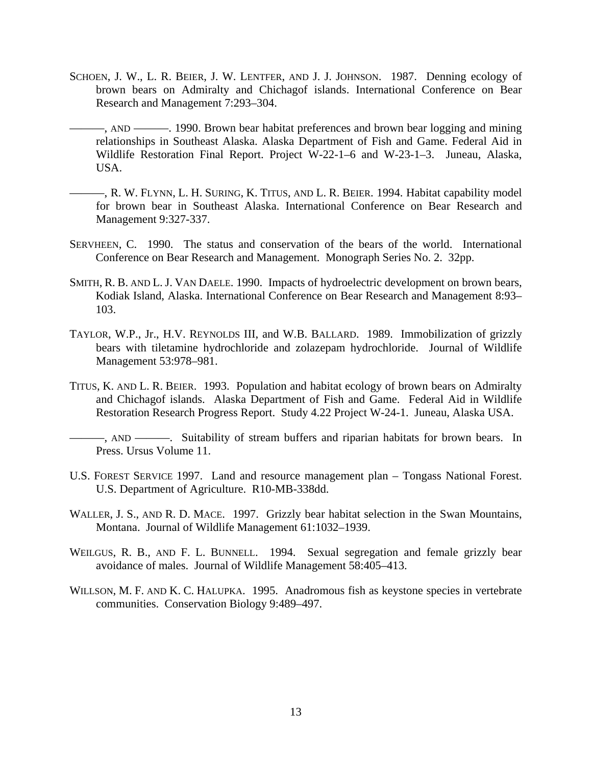SCHOEN, J. W., L. R. BEIER, J. W. LENTFER, AND J. J. JOHNSON. 1987. Denning ecology of brown bears on Admiralty and Chichagof islands. International Conference on Bear Research and Management 7:293–304.

———, AND ———. 1990. Brown bear habitat preferences and brown bear logging and mining relationships in Southeast Alaska. Alaska Department of Fish and Game. Federal Aid in Wildlife Restoration Final Report. Project W-22-1–6 and W-23-1–3. Juneau, Alaska, USA.

———, R. W. FLYNN, L. H. SURING, K. TITUS, AND L. R. BEIER. 1994. Habitat capability model for brown bear in Southeast Alaska. International Conference on Bear Research and Management 9:327-337.

SERVHEEN, C. 1990. The status and conservation of the bears of the world. International Conference on Bear Research and Management. Monograph Series No. 2. 32pp.

SMITH, R. B. AND L. J. VAN DAELE. 1990. Impacts of hydroelectric development on brown bears, Kodiak Island, Alaska. International Conference on Bear Research and Management 8:93–103.

TAYLOR, W.P., Jr., H.V. REYNOLDS III, and W.B. BALLARD. 1989. Immobilization of grizzly bears with tiletamine hydrochloride and zolazepam hydrochloride. Journal of Wildlife Management 53:978–981.

TITUS, K. AND L. R. BEIER. 1993. Population and habitat ecology of brown bears on Admiralty and Chichagof islands. Alaska Department of Fish and Game. Federal Aid in Wildlife Restoration Research Progress Report. Study 4.22 Project W-24-1. Juneau, Alaska USA.

———, AND ———. Suitability of stream buffers and riparian habitats for brown bears. In Press. Ursus Volume 11.

U.S. FOREST SERVICE 1997. Land and resource management plan – Tongass National Forest. U.S. Department of Agriculture. R10-MB-338dd.

WALLER, J. S., AND R. D. MACE. 1997. Grizzly bear habitat selection in the Swan Mountains, Montana. Journal of Wildlife Management 61:1032–1939.

WEILGUS, R. B., AND F. L. BUNNELL. 1994. Sexual segregation and female grizzly bear avoidance of males. Journal of Wildlife Management 58:405–413.

WILLSON, M. F. AND K. C. HALUPKA. 1995. Anadromous fish as keystone species in vertebrate communities. Conservation Biology 9:489–497.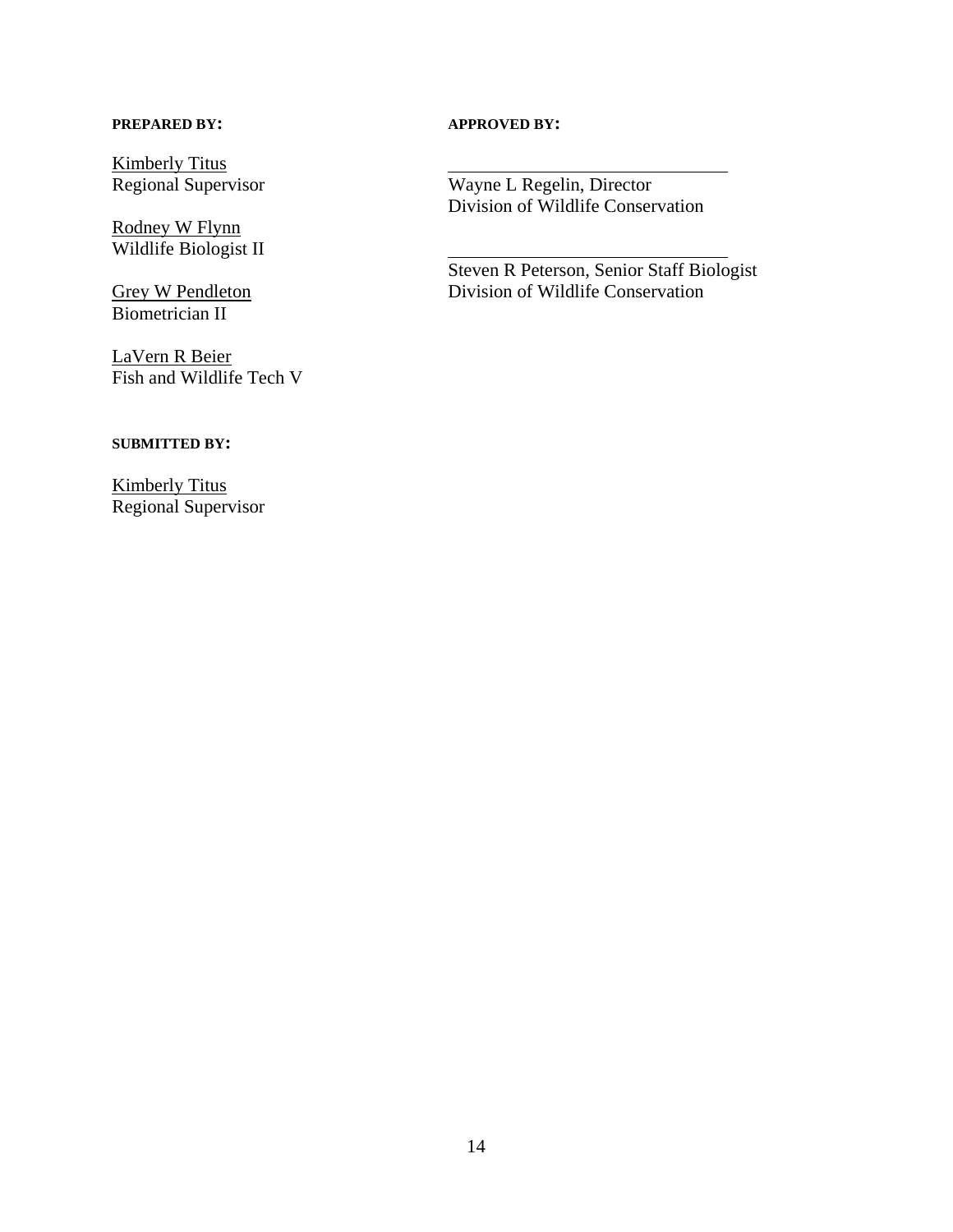**PREPARED BY:**

Kimberly Titus
Regional Supervisor

Rodney W Flynn
Wildlife Biologist II

Grey W Pendleton
Biometrician II

LaVern R Beier
Fish and Wildlife Tech V

**SUBMITTED BY:**

Kimberly Titus
Regional Supervisor

**APPROVED BY:**

\_\_\_\_\_\_\_\_\_\_\_\_\_\_\_\_\_\_\_\_\_\_\_\_\_\_\_\_\_\_\_\_

Wayne L Regelin, Director
Division of Wildlife Conservation

\_\_\_\_\_\_\_\_\_\_\_\_\_\_\_\_\_\_\_\_\_\_\_\_\_\_\_\_\_\_\_\_

Steven R Peterson, Senior Staff Biologist
Division of Wildlife Conservation